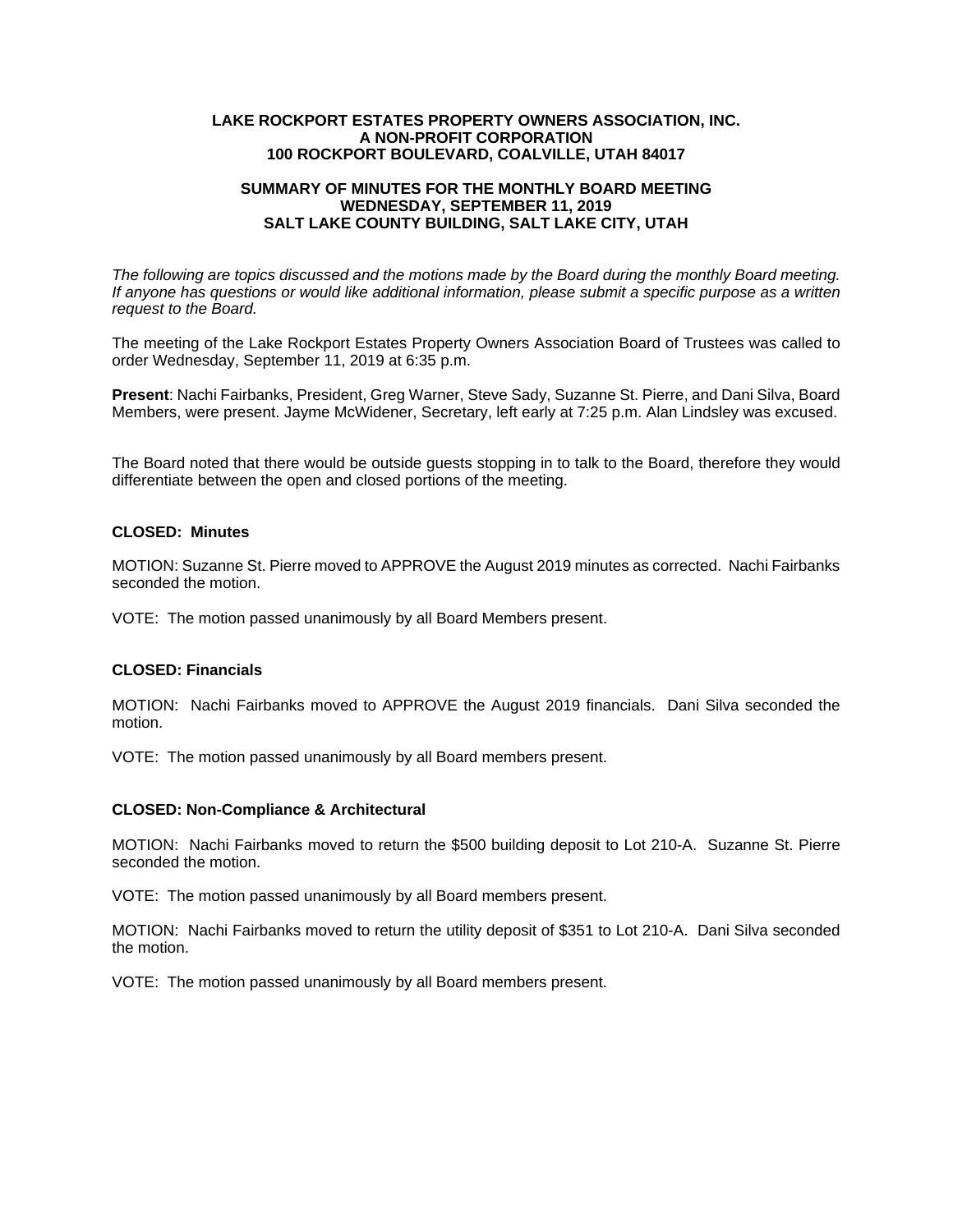**LAKE ROCKPORT ESTATES PROPERTY OWNERS ASSOCIATION, INC.**
**A NON-PROFIT CORPORATION**
**100 ROCKPORT BOULEVARD, COALVILLE, UTAH 84017**

**SUMMARY OF MINUTES FOR THE MONTHLY BOARD MEETING**
**WEDNESDAY, SEPTEMBER 11, 2019**
**SALT LAKE COUNTY BUILDING, SALT LAKE CITY, UTAH**

*The following are topics discussed and the motions made by the Board during the monthly Board meeting. If anyone has questions or would like additional information, please submit a specific purpose as a written request to the Board.*

The meeting of the Lake Rockport Estates Property Owners Association Board of Trustees was called to order Wednesday, September 11, 2019 at 6:35 p.m.

**Present**: Nachi Fairbanks, President, Greg Warner, Steve Sady, Suzanne St. Pierre, and Dani Silva, Board Members, were present. Jayme McWidener, Secretary, left early at 7:25 p.m. Alan Lindsley was excused.

The Board noted that there would be outside guests stopping in to talk to the Board, therefore they would differentiate between the open and closed portions of the meeting.

**CLOSED: Minutes**

MOTION: Suzanne St. Pierre moved to APPROVE the August 2019 minutes as corrected. Nachi Fairbanks seconded the motion.

VOTE: The motion passed unanimously by all Board Members present.

**CLOSED: Financials**

MOTION: Nachi Fairbanks moved to APPROVE the August 2019 financials. Dani Silva seconded the motion.

VOTE: The motion passed unanimously by all Board members present.

**CLOSED: Non-Compliance & Architectural**

MOTION: Nachi Fairbanks moved to return the $500 building deposit to Lot 210-A. Suzanne St. Pierre seconded the motion.

VOTE: The motion passed unanimously by all Board members present.

MOTION: Nachi Fairbanks moved to return the utility deposit of $351 to Lot 210-A. Dani Silva seconded the motion.

VOTE: The motion passed unanimously by all Board members present.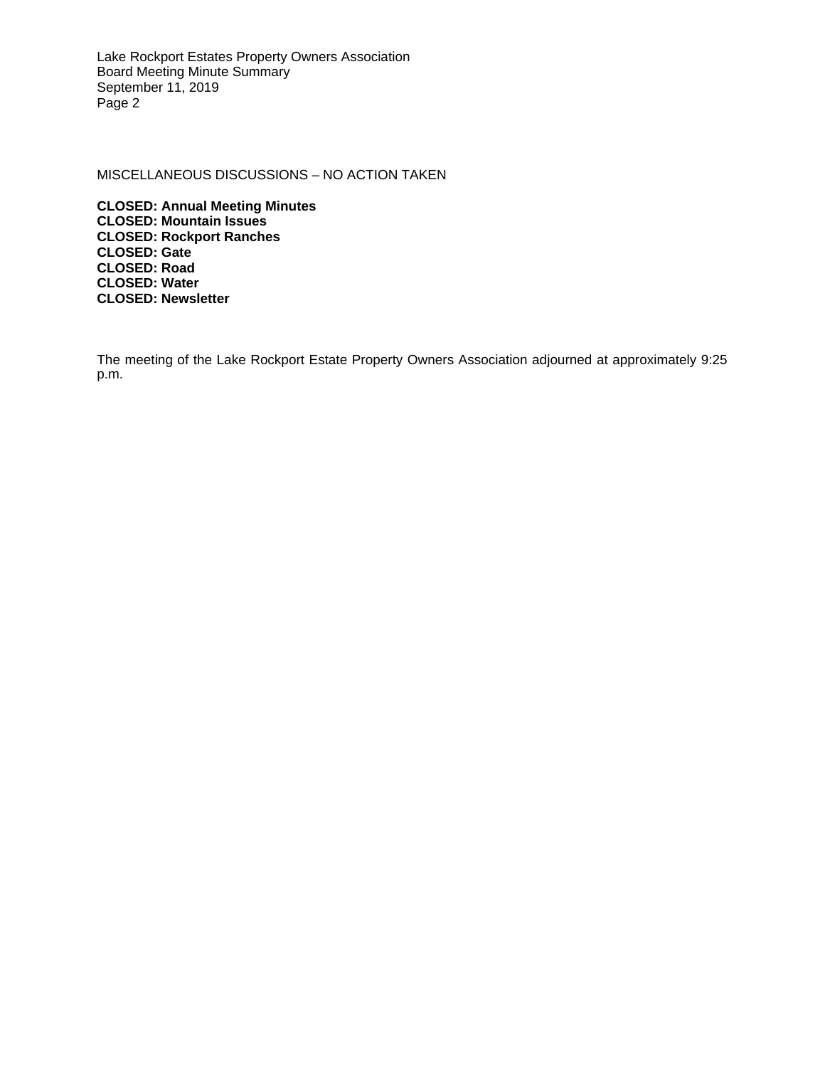MISCELLANEOUS DISCUSSIONS – NO ACTION TAKEN

**CLOSED: Annual Meeting Minutes**
**CLOSED: Mountain Issues**
**CLOSED: Rockport Ranches**
**CLOSED: Gate**
**CLOSED: Road**
**CLOSED: Water**
**CLOSED: Newsletter**

The meeting of the Lake Rockport Estate Property Owners Association adjourned at approximately 9:25 p.m.